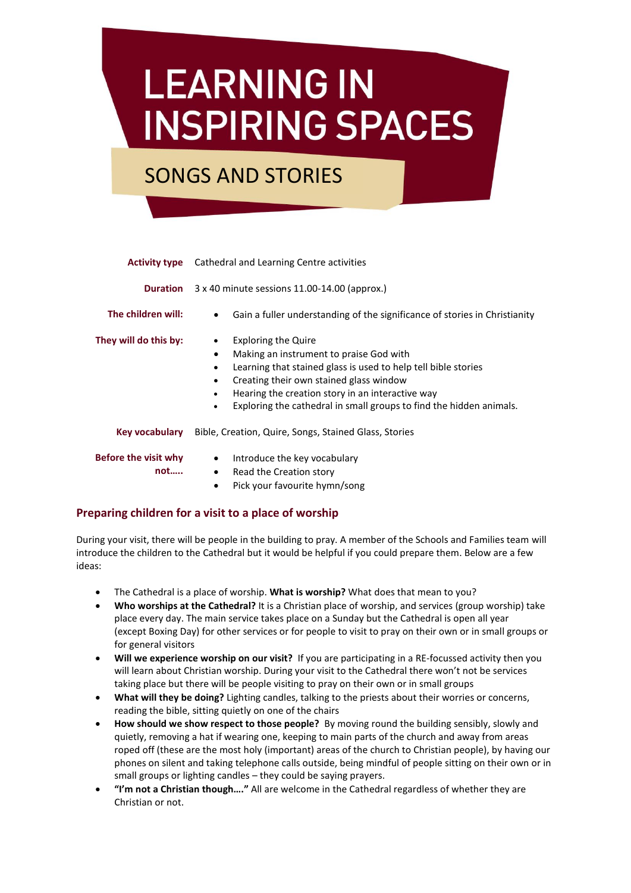# LEARNING IN INSPIRING SPACES

## SONGS AND STORIES

**Activity type** Cathedral and Learning Centre activities

**Duration** 3 x 40 minute sessions 11.00-14.00 (approx.)

**The children will:**

- Gain a fuller understanding of the significance of stories in Christianity

**They will do this by:**

- Exploring the Quire
- Making an instrument to praise God with
- Learning that stained glass is used to help tell bible stories
- Creating their own stained glass window
- Hearing the creation story in an interactive way
- Exploring the cathedral in small groups to find the hidden animals.

**Key vocabulary** Bible, Creation, Quire, Songs, Stained Glass, Stories

**Before the visit why not…..**

- Introduce the key vocabulary
- Read the Creation story
- Pick your favourite hymn/song

### Preparing children for a visit to a place of worship

During your visit, there will be people in the building to pray. A member of the Schools and Families team will introduce the children to the Cathedral but it would be helpful if you could prepare them. Below are a few ideas:

- The Cathedral is a place of worship. **What is worship?** What does that mean to you?
- **Who worships at the Cathedral?** It is a Christian place of worship, and services (group worship) take place every day. The main service takes place on a Sunday but the Cathedral is open all year (except Boxing Day) for other services or for people to visit to pray on their own or in small groups or for general visitors
- **Will we experience worship on our visit?** If you are participating in a RE-focussed activity then you will learn about Christian worship. During your visit to the Cathedral there won't not be services taking place but there will be people visiting to pray on their own or in small groups
- **What will they be doing?** Lighting candles, talking to the priests about their worries or concerns, reading the bible, sitting quietly on one of the chairs
- **How should we show respect to those people?** By moving round the building sensibly, slowly and quietly, removing a hat if wearing one, keeping to main parts of the church and away from areas roped off (these are the most holy (important) areas of the church to Christian people), by having our phones on silent and taking telephone calls outside, being mindful of people sitting on their own or in small groups or lighting candles – they could be saying prayers.
- **"I'm not a Christian though…."** All are welcome in the Cathedral regardless of whether they are Christian or not.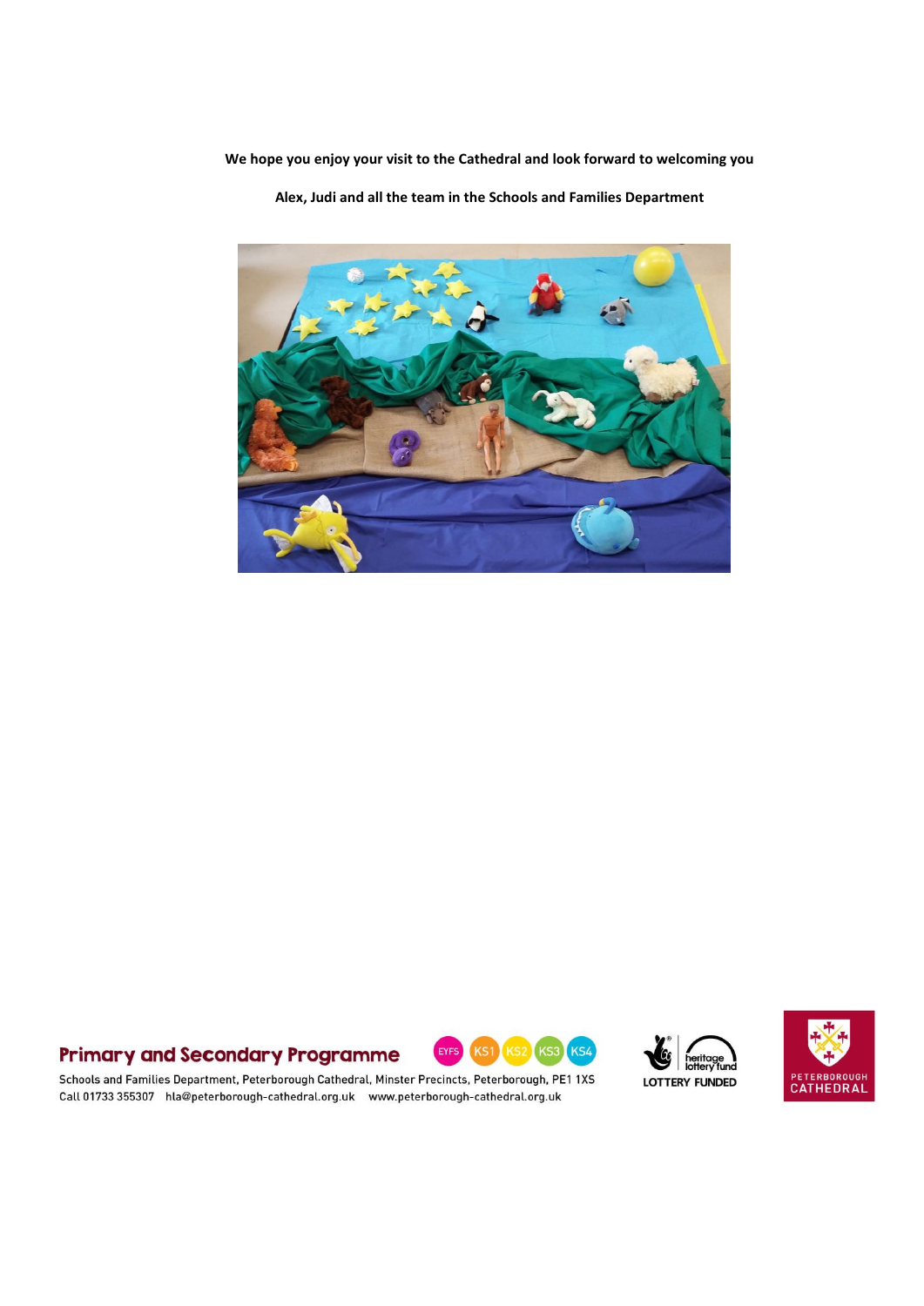**We hope you enjoy your visit to the Cathedral and look forward to welcoming you**

**Alex, Judi and all the team in the Schools and Families Department**

**Primary and Secondary Programme**

EYFS KS1 KS2 KS3 KS4

Schools and Families Department, Peterborough Cathedral, Minster Precincts, Peterborough, PE1 1XS
Call 01733 355307 hla@peterborough-cathedral.org.uk www.peterborough-cathedral.org.uk

LOTTERY FUNDED

PETERBOROUGH CATHEDRAL